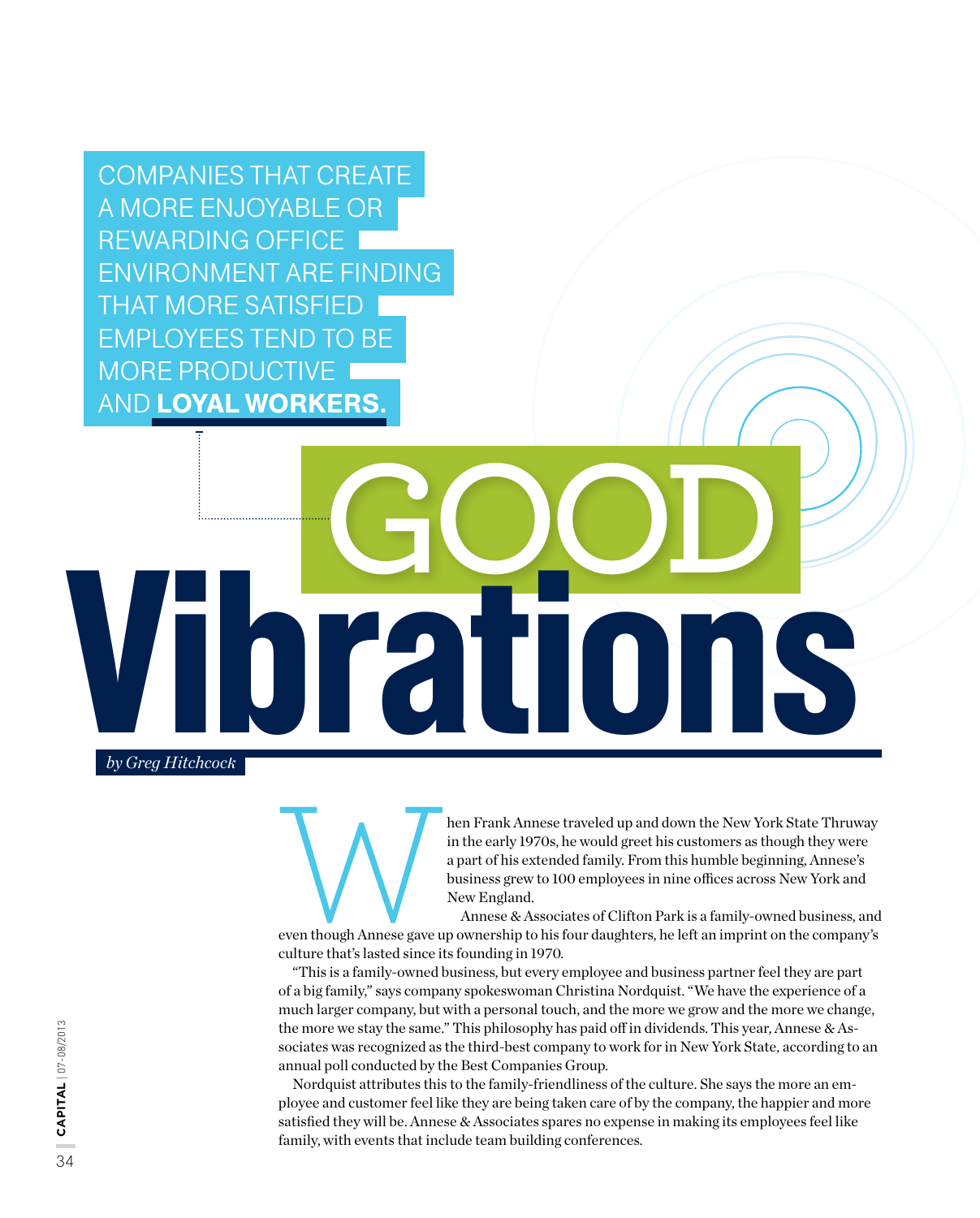COMPANIES THAT CREATE A MORE ENJOYABLE OR REWARDING OFFICE ENVIRONMENT ARE FINDING THAT MORE SATISFIED EMPLOYEES TEND TO BE MORE PRODUCTIVE AND **LOYAL WORKERS.**

# GOOD Vibrations

*by Greg Hitchcock*

When Frank Annese traveled up and down the New York State Thruway in the early 1970s, he would greet his customers as though they were a part of his extended family. From this humble beginning, Annese's business grew to 100 employees in nine offices across New York and New England.

Annese & Associates of Clifton Park is a family-owned business, and even though Annese gave up ownership to his four daughters, he left an imprint on the company's culture that's lasted since its founding in 1970.

"This is a family-owned business, but every employee and business partner feel they are part of a big family," says company spokeswoman Christina Nordquist. "We have the experience of a much larger company, but with a personal touch, and the more we grow and the more we change, the more we stay the same." This philosophy has paid off in dividends. This year, Annese & Associates was recognized as the third-best company to work for in New York State, according to an annual poll conducted by the Best Companies Group.

Nordquist attributes this to the family-friendliness of the culture. She says the more an employee and customer feel like they are being taken care of by the company, the happier and more satisfied they will be. Annese & Associates spares no expense in making its employees feel like family, with events that include team building conferences.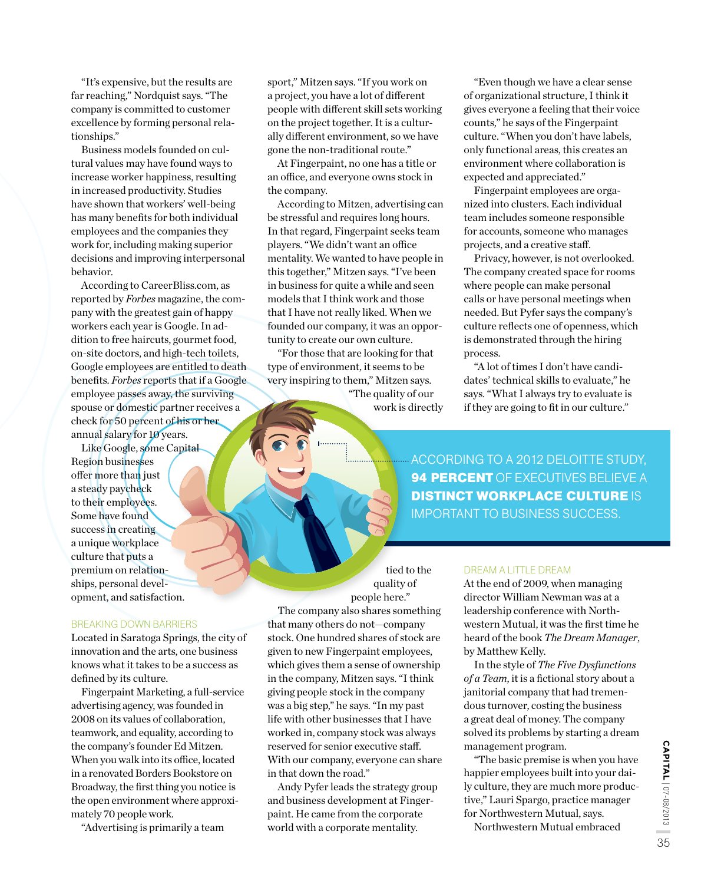"It's expensive, but the results are far reaching," Nordquist says. "The company is committed to customer excellence by forming personal relationships."

Business models founded on cultural values may have found ways to increase worker happiness, resulting in increased productivity. Studies have shown that workers' well-being has many benefits for both individual employees and the companies they work for, including making superior decisions and improving interpersonal behavior.

According to CareerBliss.com, as reported by *Forbes* magazine, the company with the greatest gain of happy workers each year is Google. In addition to free haircuts, gourmet food, on-site doctors, and high-tech toilets, Google employees are entitled to death benefits. *Forbes* reports that if a Google employee passes away, the surviving spouse or domestic partner receives a check for 50 percent of his or her annual salary for 10 years.

Like Google, some Capital Region businesses offer more than just a steady paycheck to their employees. Some have found success in creating a unique workplace culture that puts a premium on relationships, personal development, and satisfaction.

## BREAKING DOWN BARRIERS

Located in Saratoga Springs, the city of innovation and the arts, one business knows what it takes to be a success as defined by its culture.

Fingerpaint Marketing, a full-service advertising agency, was founded in 2008 on its values of collaboration, teamwork, and equality, according to the company's founder Ed Mitzen. When you walk into its office, located in a renovated Borders Bookstore on Broadway, the first thing you notice is the open environment where approximately 70 people work.

"Advertising is primarily a team sport," Mitzen says. "If you work on a project, you have a lot of different people with different skill sets working on the project together. It is a culturally different environment, so we have gone the non-traditional route."

At Fingerpaint, no one has a title or an office, and everyone owns stock in the company.

According to Mitzen, advertising can be stressful and requires long hours. In that regard, Fingerpaint seeks team players. "We didn't want an office mentality. We wanted to have people in this together," Mitzen says. "I've been in business for quite a while and seen models that I think work and those that I have not really liked. When we founded our company, it was an opportunity to create our own culture.

"For those that are looking for that type of environment, it seems to be very inspiring to them," Mitzen says. "The quality of our work is directly tied to the quality of people here."

The company also shares something that many others do not—company stock. One hundred shares of stock are given to new Fingerpaint employees, which gives them a sense of ownership in the company, Mitzen says. "I think giving people stock in the company was a big step," he says. "In my past life with other businesses that I have worked in, company stock was always reserved for senior executive staff. With our company, everyone can share in that down the road."

Andy Pyfer leads the strategy group and business development at Fingerpaint. He came from the corporate world with a corporate mentality.

"Even though we have a clear sense of organizational structure, I think it gives everyone a feeling that their voice counts," he says of the Fingerpaint culture. "When you don't have labels, only functional areas, this creates an environment where collaboration is expected and appreciated."

Fingerpaint employees are organized into clusters. Each individual team includes someone responsible for accounts, someone who manages projects, and a creative staff.

Privacy, however, is not overlooked. The company created space for rooms where people can make personal calls or have personal meetings when needed. But Pyfer says the company's culture reflects one of openness, which is demonstrated through the hiring process.

"A lot of times I don't have candidates' technical skills to evaluate," he says. "What I always try to evaluate is if they are going to fit in our culture."

ACCORDING TO A 2012 DELOITTE STUDY, **94 PERCENT** OF EXECUTIVES BELIEVE A **DISTINCT WORKPLACE CULTURE** IS IMPORTANT TO BUSINESS SUCCESS.

## DREAM A LITTLE DREAM

At the end of 2009, when managing director William Newman was at a leadership conference with Northwestern Mutual, it was the first time he heard of the book *The Dream Manager*, by Matthew Kelly.

In the style of *The Five Dysfunctions of a Team*, it is a fictional story about a janitorial company that had tremendous turnover, costing the business a great deal of money. The company solved its problems by starting a dream management program.

"The basic premise is when you have happier employees built into your daily culture, they are much more productive," Lauri Spargo, practice manager for Northwestern Mutual, says.

Northwestern Mutual embraced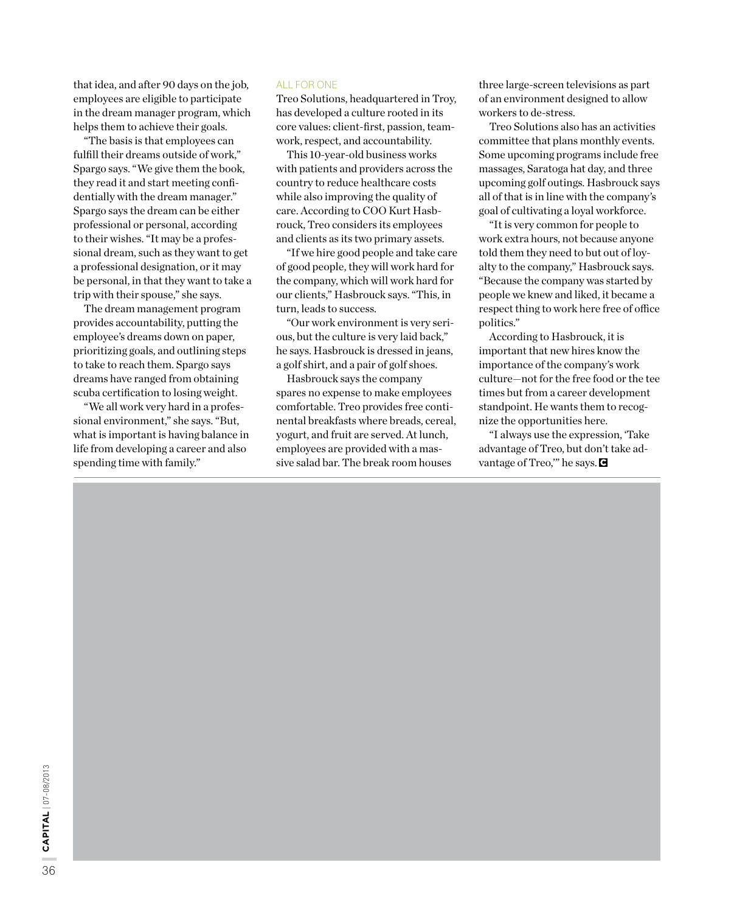that idea, and after 90 days on the job, employees are eligible to participate in the dream manager program, which helps them to achieve their goals.

"The basis is that employees can fulfill their dreams outside of work," Spargo says. "We give them the book, they read it and start meeting confidentially with the dream manager." Spargo says the dream can be either professional or personal, according to their wishes. "It may be a professional dream, such as they want to get a professional designation, or it may be personal, in that they want to take a trip with their spouse," she says.

The dream management program provides accountability, putting the employee's dreams down on paper, prioritizing goals, and outlining steps to take to reach them. Spargo says dreams have ranged from obtaining scuba certification to losing weight.

"We all work very hard in a professional environment," she says. "But, what is important is having balance in life from developing a career and also spending time with family."

## ALL FOR ONE

Treo Solutions, headquartered in Troy, has developed a culture rooted in its core values: client-first, passion, teamwork, respect, and accountability.

This 10-year-old business works with patients and providers across the country to reduce healthcare costs while also improving the quality of care. According to COO Kurt Hasbrouck, Treo considers its employees and clients as its two primary assets.

"If we hire good people and take care of good people, they will work hard for the company, which will work hard for our clients," Hasbrouck says. "This, in turn, leads to success.

"Our work environment is very serious, but the culture is very laid back," he says. Hasbrouck is dressed in jeans, a golf shirt, and a pair of golf shoes.

Hasbrouck says the company spares no expense to make employees comfortable. Treo provides free continental breakfasts where breads, cereal, yogurt, and fruit are served. At lunch, employees are provided with a massive salad bar. The break room houses three large-screen televisions as part of an environment designed to allow workers to de-stress.

Treo Solutions also has an activities committee that plans monthly events. Some upcoming programs include free massages, Saratoga hat day, and three upcoming golf outings. Hasbrouck says all of that is in line with the company's goal of cultivating a loyal workforce.

"It is very common for people to work extra hours, not because anyone told them they need to but out of loyalty to the company," Hasbrouck says. "Because the company was started by people we knew and liked, it became a respect thing to work here free of office politics."

According to Hasbrouck, it is important that new hires know the importance of the company's work culture—not for the free food or the tee times but from a career development standpoint. He wants them to recognize the opportunities here.

"I always use the expression, 'Take advantage of Treo, but don't take advantage of Treo,'" he says.